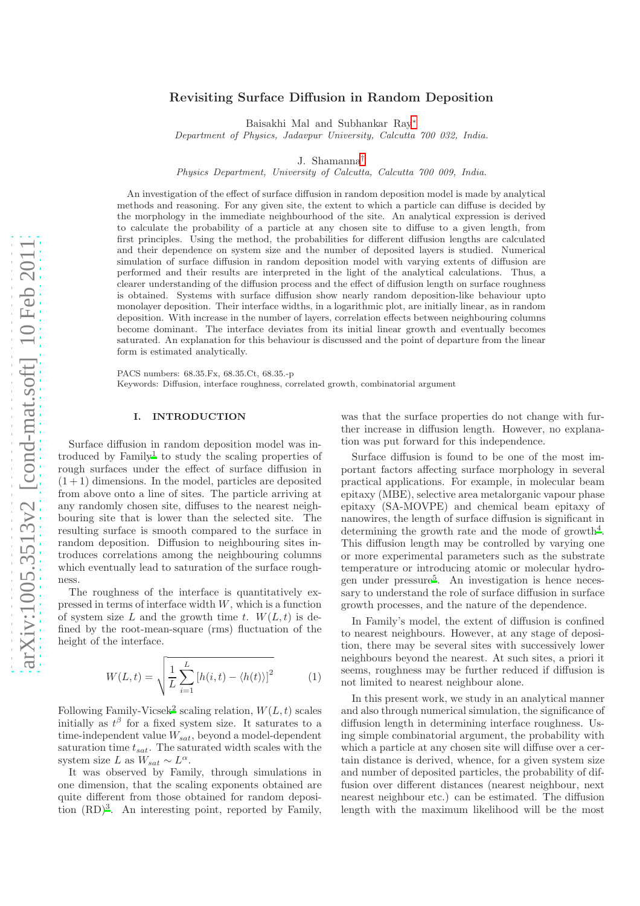# Revisiting Surface Diffusion in Random Deposition

Baisakhi Mal and Subhankar Ray[*]

*Department of Physics, Jadavpur University, Calcutta 700 032, India.*

J. Shamanna[†]

*Physics Department, University of Calcutta, Calcutta 700 009, India.*

An investigation of the effect of surface diffusion in random deposition model is made by analytical methods and reasoning. For any given site, the extent to which a particle can diffuse is decided by the morphology in the immediate neighbourhood of the site. An analytical expression is derived to calculate the probability of a particle at any chosen site to diffuse to a given length, from first principles. Using the method, the probabilities for different diffusion lengths are calculated and their dependence on system size and the number of deposited layers is studied. Numerical simulation of surface diffusion in random deposition model with varying extents of diffusion are performed and their results are interpreted in the light of the analytical calculations. Thus, a clearer understanding of the diffusion process and the effect of diffusion length on surface roughness is obtained. Systems with surface diffusion show nearly random deposition-like behaviour upto monolayer deposition. Their interface widths, in a logarithmic plot, are initially linear, as in random deposition. With increase in the number of layers, correlation effects between neighbouring columns become dominant. The interface deviates from its initial linear growth and eventually becomes saturated. An explanation for this behaviour is discussed and the point of departure from the linear form is estimated analytically.

PACS numbers: 68.35.Fx, 68.35.Ct, 68.35.-p
Keywords: Diffusion, interface roughness, correlated growth, combinatorial argument

## I. INTRODUCTION

Surface diffusion in random deposition model was introduced by Family[1] to study the scaling properties of rough surfaces under the effect of surface diffusion in $(1+1)$ dimensions. In the model, particles are deposited from above onto a line of sites. The particle arriving at any randomly chosen site, diffuses to the nearest neighbouring site that is lower than the selected site. The resulting surface is smooth compared to the surface in random deposition. Diffusion to neighbouring sites introduces correlations among the neighbouring columns which eventually lead to saturation of the surface roughness.

The roughness of the interface is quantitatively expressed in terms of interface width $W$, which is a function of system size $L$ and the growth time $t$. $W(L,t)$ is defined by the root-mean-square (rms) fluctuation of the height of the interface.

$$W(L,t) = \sqrt{\frac{1}{L}\sum_{i=1}^{L}\left[h(i,t) - \langle h(t)\rangle\right]^2} \qquad (1)$$

Following Family-Vicsek[2] scaling relation, $W(L,t)$ scales initially as $t^{\beta}$ for a fixed system size. It saturates to a time-independent value $W_{sat}$, beyond a model-dependent saturation time $t_{sat}$. The saturated width scales with the system size $L$ as $W_{sat} \sim L^{\alpha}$.

It was observed by Family, through simulations in one dimension, that the scaling exponents obtained are quite different from those obtained for random deposition (RD)[3]. An interesting point, reported by Family, was that the surface properties do not change with further increase in diffusion length. However, no explanation was put forward for this independence.

Surface diffusion is found to be one of the most important factors affecting surface morphology in several practical applications. For example, in molecular beam epitaxy (MBE), selective area metalorganic vapour phase epitaxy (SA-MOVPE) and chemical beam epitaxy of nanowires, the length of surface diffusion is significant in determining the growth rate and the mode of growth[4]. This diffusion length may be controlled by varying one or more experimental parameters such as the substrate temperature or introducing atomic or molecular hydrogen under pressure[5]. An investigation is hence necessary to understand the role of surface diffusion in surface growth processes, and the nature of the dependence.

In Family's model, the extent of diffusion is confined to nearest neighbours. However, at any stage of deposition, there may be several sites with successively lower neighbours beyond the nearest. At such sites, a priori it seems, roughness may be further reduced if diffusion is not limited to nearest neighbour alone.

In this present work, we study in an analytical manner and also through numerical simulation, the significance of diffusion length in determining interface roughness. Using simple combinatorial argument, the probability with which a particle at any chosen site will diffuse over a certain distance is derived, whence, for a given system size and number of deposited particles, the probability of diffusion over different distances (nearest neighbour, next nearest neighbour etc.) can be estimated. The diffusion length with the maximum likelihood will be the most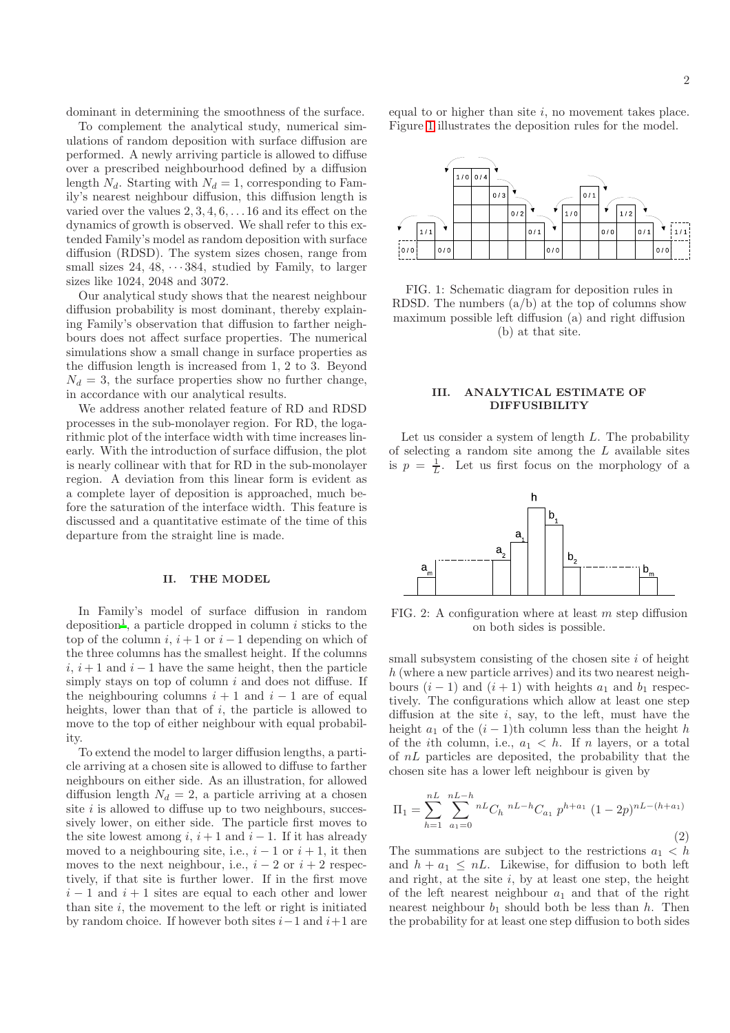dominant in determining the smoothness of the surface.

To complement the analytical study, numerical simulations of random deposition with surface diffusion are performed. A newly arriving particle is allowed to diffuse over a prescribed neighbourhood defined by a diffusion length $N_d$. Starting with $N_d = 1$, corresponding to Family's nearest neighbour diffusion, this diffusion length is varied over the values $2, 3, 4, 6, \ldots 16$ and its effect on the dynamics of growth is observed. We shall refer to this extended Family's model as random deposition with surface diffusion (RDSD). The system sizes chosen, range from small sizes 24, 48, $\cdots$ 384, studied by Family, to larger sizes like 1024, 2048 and 3072.

Our analytical study shows that the nearest neighbour diffusion probability is most dominant, thereby explaining Family's observation that diffusion to farther neighbours does not affect surface properties. The numerical simulations show a small change in surface properties as the diffusion length is increased from 1, 2 to 3. Beyond $N_d = 3$, the surface properties show no further change, in accordance with our analytical results.

We address another related feature of RD and RDSD processes in the sub-monolayer region. For RD, the logarithmic plot of the interface width with time increases linearly. With the introduction of surface diffusion, the plot is nearly collinear with that for RD in the sub-monolayer region. A deviation from this linear form is evident as a complete layer of deposition is approached, much before the saturation of the interface width. This feature is discussed and a quantitative estimate of the time of this departure from the straight line is made.

## II. THE MODEL

In Family's model of surface diffusion in random deposition[1], a particle dropped in column $i$ sticks to the top of the column $i$, $i+1$ or $i-1$ depending on which of the three columns has the smallest height. If the columns $i$, $i+1$ and $i-1$ have the same height, then the particle simply stays on top of column $i$ and does not diffuse. If the neighbouring columns $i+1$ and $i-1$ are of equal heights, lower than that of $i$, the particle is allowed to move to the top of either neighbour with equal probability.

To extend the model to larger diffusion lengths, a particle arriving at a chosen site is allowed to diffuse to farther neighbours on either side. As an illustration, for allowed diffusion length $N_d = 2$, a particle arriving at a chosen site $i$ is allowed to diffuse up to two neighbours, successively lower, on either side. The particle first moves to the site lowest among $i$, $i+1$ and $i-1$. If it has already moved to a neighbouring site, i.e., $i-1$ or $i+1$, it then moves to the next neighbour, i.e., $i-2$ or $i+2$ respectively, if that site is further lower. If in the first move $i-1$ and $i+1$ sites are equal to each other and lower than site $i$, the movement to the left or right is initiated by random choice. If however both sites $i-1$ and $i+1$ are equal to or higher than site $i$, no movement takes place. Figure 1 illustrates the deposition rules for the model.

FIG. 1: Schematic diagram for deposition rules in RDSD. The numbers (a/b) at the top of columns show maximum possible left diffusion (a) and right diffusion (b) at that site.

## III. ANALYTICAL ESTIMATE OF DIFFUSIBILITY

Let us consider a system of length $L$. The probability of selecting a random site among the $L$ available sites is $p = \frac{1}{L}$. Let us first focus on the morphology of a small subsystem consisting of the chosen site $i$ of height $h$ (where a new particle arrives) and its two nearest neighbours $(i-1)$ and $(i+1)$ with heights $a_1$ and $b_1$ respectively. The configurations which allow at least one step diffusion at the site $i$, say, to the left, must have the height $a_1$ of the $(i-1)$th column less than the height $h$ of the $i$th column, i.e., $a_1 < h$. If $n$ layers, or a total of $nL$ particles are deposited, the probability that the chosen site has a lower left neighbour is given by

FIG. 2: A configuration where at least $m$ step diffusion on both sides is possible.

$$\Pi_1 = \sum_{h=1}^{nL} \sum_{a_1=0}^{nL-h} {}^{nL}C_h \; {}^{nL-h}C_{a_1} \; p^{h+a_1} \; (1-2p)^{nL-(h+a_1)} \tag{2}$$

The summations are subject to the restrictions $a_1 < h$ and $h + a_1 \leq nL$. Likewise, for diffusion to both left and right, at the site $i$, by at least one step, the height of the left nearest neighbour $a_1$ and that of the right nearest neighbour $b_1$ should both be less than $h$. Then the probability for at least one step diffusion to both sides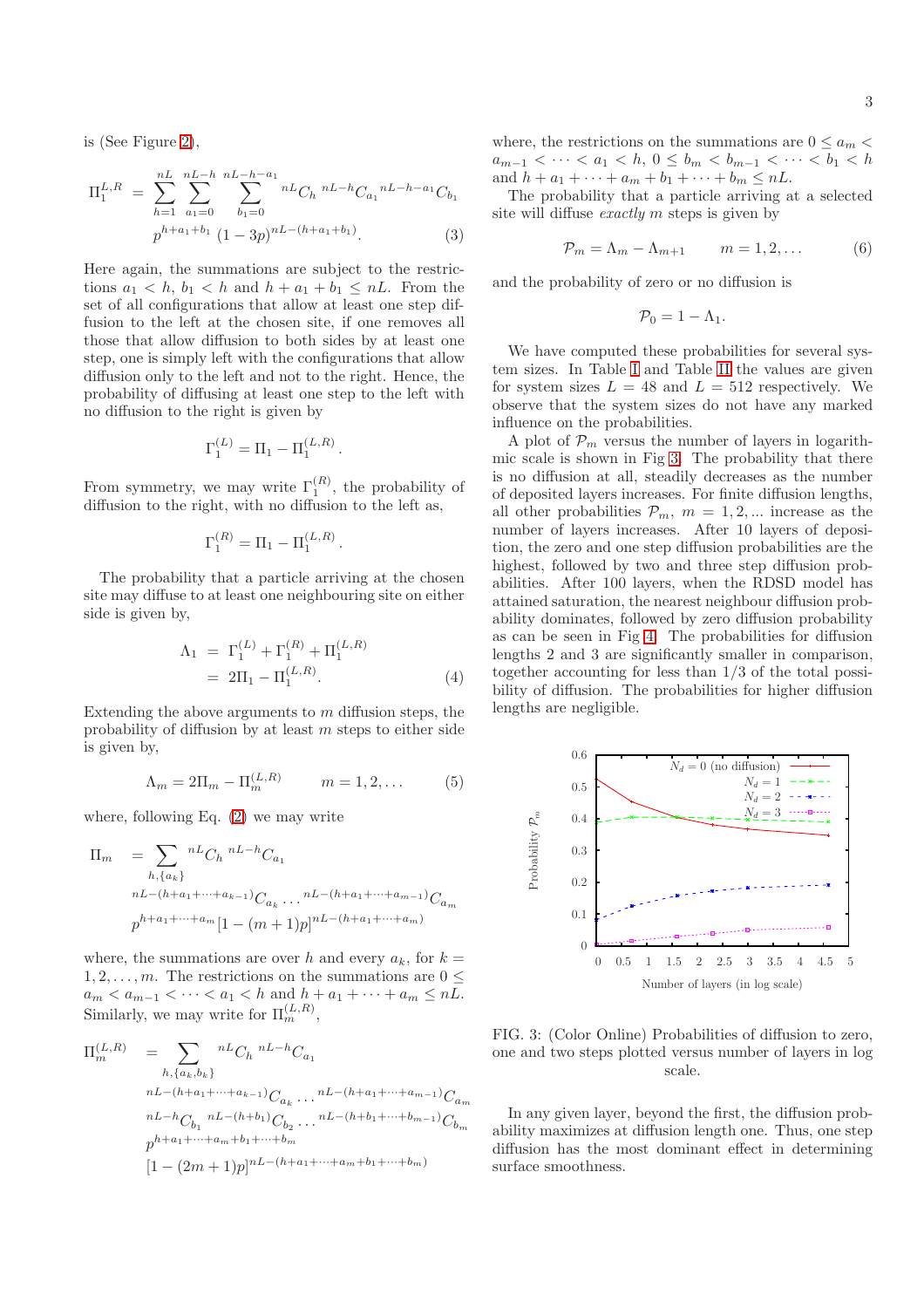is (See Figure 2),

$$\Pi_1^{L,R} = \sum_{h=1}^{nL} \sum_{a_1=0}^{nL-h} \sum_{b_1=0}^{nL-h-a_1} {}^{nL}C_h \, {}^{nL-h}C_{a_1} \, {}^{nL-h-a_1}C_{b_1} \, p^{h+a_1+b_1} \, (1-3p)^{nL-(h+a_1+b_1)}. \qquad (3)$$

Here again, the summations are subject to the restrictions $a_1 < h$, $b_1 < h$ and $h + a_1 + b_1 \leq nL$. From the set of all configurations that allow at least one step diffusion to the left at the chosen site, if one removes all those that allow diffusion to both sides by at least one step, one is simply left with the configurations that allow diffusion only to the left and not to the right. Hence, the probability of diffusing at least one step to the left with no diffusion to the right is given by

$$\Gamma_1^{(L)} = \Pi_1 - \Pi_1^{(L,R)}.$$

From symmetry, we may write $\Gamma_1^{(R)}$, the probability of diffusion to the right, with no diffusion to the left as,

$$\Gamma_1^{(R)} = \Pi_1 - \Pi_1^{(L,R)}.$$

The probability that a particle arriving at the chosen site may diffuse to at least one neighbouring site on either side is given by,

$$\begin{aligned} \Lambda_1 &= \Gamma_1^{(L)} + \Gamma_1^{(R)} + \Pi_1^{(L,R)} \\ &= 2\Pi_1 - \Pi_1^{(L,R)}. \end{aligned} \qquad (4)$$

Extending the above arguments to $m$ diffusion steps, the probability of diffusion by at least $m$ steps to either side is given by,

$$\Lambda_m = 2\Pi_m - \Pi_m^{(L,R)} \qquad m = 1, 2, \ldots \qquad (5)$$

where, following Eq. (2) we may write

$$\Pi_m = \sum_{h,\{a_k\}} {}^{nL}C_h \, {}^{nL-h}C_{a_1} \, {}^{nL-(h+a_1+\cdots+a_{k-1})}C_{a_k} \ldots {}^{nL-(h+a_1+\cdots+a_{m-1})}C_{a_m} \, p^{h+a_1+\cdots+a_m} [1-(m+1)p]^{nL-(h+a_1+\cdots+a_m)}$$

where, the summations are over $h$ and every $a_k$, for $k = 1, 2, \ldots, m$. The restrictions on the summations are $0 \leq a_m < a_{m-1} < \cdots < a_1 < h$ and $h + a_1 + \cdots + a_m \leq nL$. Similarly, we may write for $\Pi_m^{(L,R)}$,

$$\Pi_m^{(L,R)} = \sum_{h,\{a_k,b_k\}} {}^{nL}C_h \, {}^{nL-h}C_{a_1} \, {}^{nL-(h+a_1+\cdots+a_{k-1})}C_{a_k} \ldots {}^{nL-(h+a_1+\cdots+a_{m-1})}C_{a_m} \, {}^{nL-h}C_{b_1} \, {}^{nL-(h+b_1)}C_{b_2} \ldots {}^{nL-(h+b_1+\cdots+b_{m-1})}C_{b_m} \, p^{h+a_1+\cdots+a_m+b_1+\cdots+b_m} \, [1-(2m+1)p]^{nL-(h+a_1+\cdots+a_m+b_1+\cdots+b_m)}$$

where, the restrictions on the summations are $0 \leq a_m < a_{m-1} < \cdots < a_1 < h$, $0 \leq b_m < b_{m-1} < \cdots < b_1 < h$ and $h + a_1 + \cdots + a_m + b_1 + \cdots + b_m \leq nL$.

The probability that a particle arriving at a selected site will diffuse *exactly* $m$ steps is given by

$$\mathcal{P}_m = \Lambda_m - \Lambda_{m+1} \qquad m = 1, 2, \ldots \qquad (6)$$

and the probability of zero or no diffusion is

$$\mathcal{P}_0 = 1 - \Lambda_1.$$

We have computed these probabilities for several system sizes. In Table I and Table II the values are given for system sizes $L = 48$ and $L = 512$ respectively. We observe that the system sizes do not have any marked influence on the probabilities.

A plot of $\mathcal{P}_m$ versus the number of layers in logarithmic scale is shown in Fig 3. The probability that there is no diffusion at all, steadily decreases as the number of deposited layers increases. For finite diffusion lengths, all other probabilities $\mathcal{P}_m$, $m = 1, 2, \ldots$ increase as the number of layers increases. After 10 layers of deposition, the zero and one step diffusion probabilities are the highest, followed by two and three step diffusion probabilities. After 100 layers, when the RDSD model has attained saturation, the nearest neighbour diffusion probability dominates, followed by zero diffusion probability as can be seen in Fig 4. The probabilities for diffusion lengths 2 and 3 are significantly smaller in comparison, together accounting for less than 1/3 of the total possibility of diffusion. The probabilities for higher diffusion lengths are negligible.

FIG. 3: (Color Online) Probabilities of diffusion to zero, one and two steps plotted versus number of layers in log scale.

In any given layer, beyond the first, the diffusion probability maximizes at diffusion length one. Thus, one step diffusion has the most dominant effect in determining surface smoothness.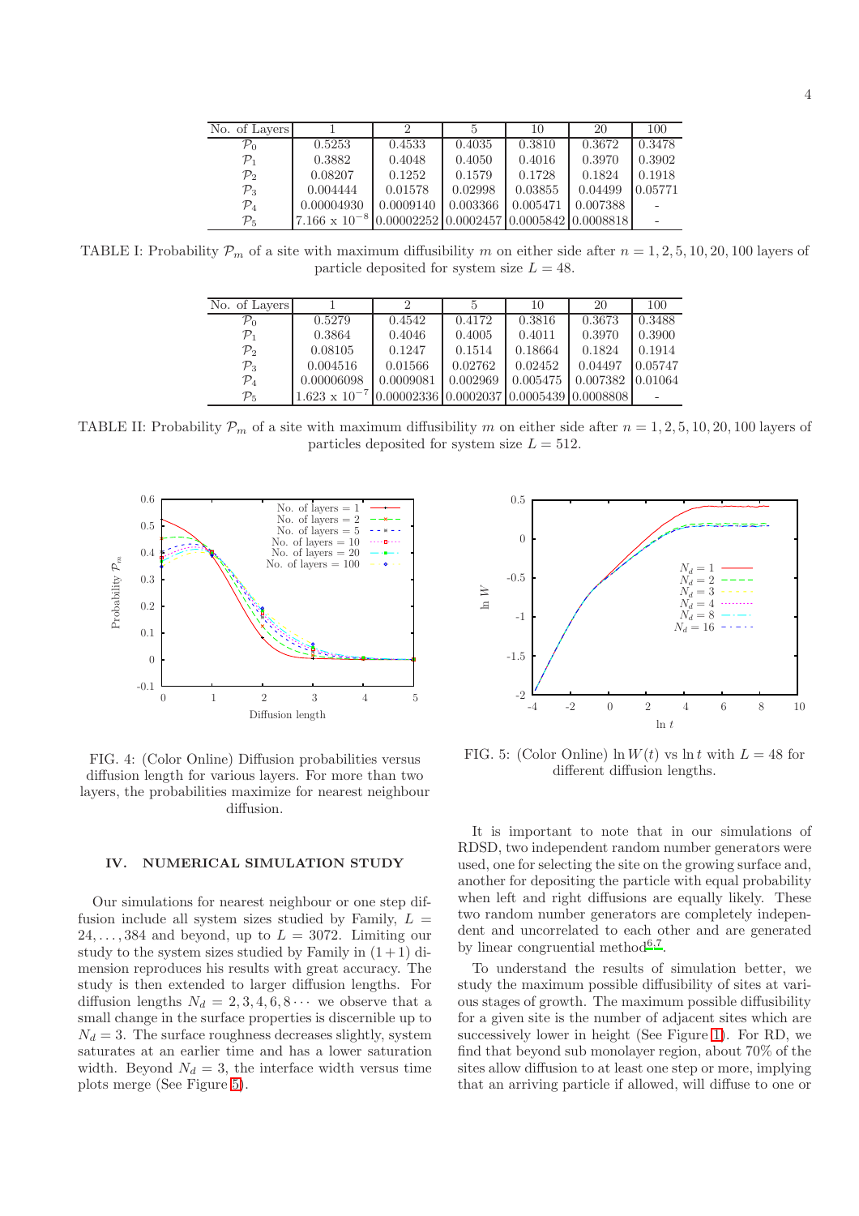| No. of Layers | 1 | 2 | 5 | 10 | 20 | 100 |
|---|---|---|---|---|---|---|
| $\mathcal{P}_0$ | 0.5253 | 0.4533 | 0.4035 | 0.3810 | 0.3672 | 0.3478 |
| $\mathcal{P}_1$ | 0.3882 | 0.4048 | 0.4050 | 0.4016 | 0.3970 | 0.3902 |
| $\mathcal{P}_2$ | 0.08207 | 0.1252 | 0.1579 | 0.1728 | 0.1824 | 0.1918 |
| $\mathcal{P}_3$ | 0.004444 | 0.01578 | 0.02998 | 0.03855 | 0.04499 | 0.05771 |
| $\mathcal{P}_4$ | 0.00004930 | 0.0009140 | 0.003366 | 0.005471 | 0.007388 | - |
| $\mathcal{P}_5$ | $7.166 \times 10^{-8}$ | 0.00002252 | 0.0002457 | 0.0005842 | 0.0008818 | - |

TABLE I: Probability $\mathcal{P}_m$ of a site with maximum diffusibility $m$ on either side after $n = 1, 2, 5, 10, 20, 100$ layers of particle deposited for system size $L = 48$.

| No. of Layers | 1 | 2 | 5 | 10 | 20 | 100 |
|---|---|---|---|---|---|---|
| $\mathcal{P}_0$ | 0.5279 | 0.4542 | 0.4172 | 0.3816 | 0.3673 | 0.3488 |
| $\mathcal{P}_1$ | 0.3864 | 0.4046 | 0.4005 | 0.4011 | 0.3970 | 0.3900 |
| $\mathcal{P}_2$ | 0.08105 | 0.1247 | 0.1514 | 0.18664 | 0.1824 | 0.1914 |
| $\mathcal{P}_3$ | 0.004516 | 0.01566 | 0.02762 | 0.02452 | 0.04497 | 0.05747 |
| $\mathcal{P}_4$ | 0.00006098 | 0.0009081 | 0.002969 | 0.005475 | 0.007382 | 0.01064 |
| $\mathcal{P}_5$ | $1.623 \times 10^{-7}$ | 0.00002336 | 0.0002037 | 0.0005439 | 0.0008808 | - |

TABLE II: Probability $\mathcal{P}_m$ of a site with maximum diffusibility $m$ on either side after $n = 1, 2, 5, 10, 20, 100$ layers of particles deposited for system size $L = 512$.

FIG. 4: (Color Online) Diffusion probabilities versus diffusion length for various layers. For more than two layers, the probabilities maximize for nearest neighbour diffusion.

FIG. 5: (Color Online) $\ln W(t)$ vs $\ln t$ with $L = 48$ for different diffusion lengths.

## IV. NUMERICAL SIMULATION STUDY

Our simulations for nearest neighbour or one step diffusion include all system sizes studied by Family, $L = 24, \ldots, 384$ and beyond, up to $L = 3072$. Limiting our study to the system sizes studied by Family in $(1+1)$ dimension reproduces his results with great accuracy. The study is then extended to larger diffusion lengths. For diffusion lengths $N_d = 2, 3, 4, 6, 8 \cdots$ we observe that a small change in the surface properties is discernible up to $N_d = 3$. The surface roughness decreases slightly, system saturates at an earlier time and has a lower saturation width. Beyond $N_d = 3$, the interface width versus time plots merge (See Figure 5).

It is important to note that in our simulations of RDSD, two independent random number generators were used, one for selecting the site on the growing surface and, another for depositing the particle with equal probability when left and right diffusions are equally likely. These two random number generators are completely independent and uncorrelated to each other and are generated by linear congruential method[6,7].

To understand the results of simulation better, we study the maximum possible diffusibility of sites at various stages of growth. The maximum possible diffusibility for a given site is the number of adjacent sites which are successively lower in height (See Figure 1). For RD, we find that beyond sub monolayer region, about 70% of the sites allow diffusion to at least one step or more, implying that an arriving particle if allowed, will diffuse to one or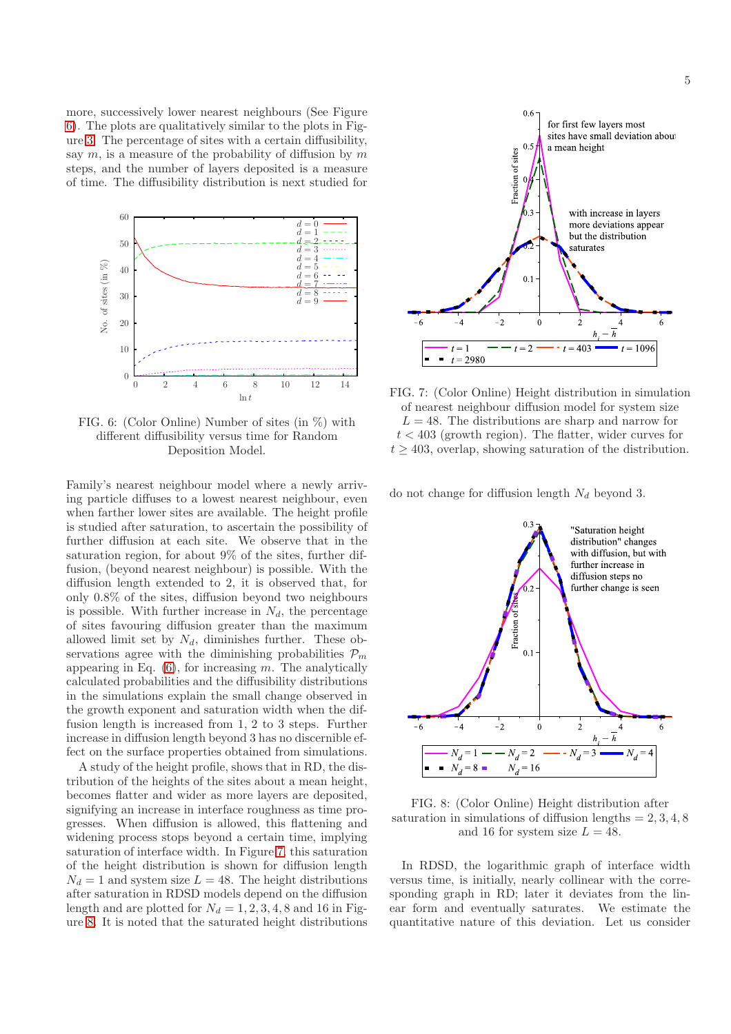more, successively lower nearest neighbours (See Figure 6). The plots are qualitatively similar to the plots in Figure 3. The percentage of sites with a certain diffusibility, say $m$, is a measure of the probability of diffusion by $m$ steps, and the number of layers deposited is a measure of time. The diffusibility distribution is next studied for

FIG. 6: (Color Online) Number of sites (in %) with different diffusibility versus time for Random Deposition Model.

Family's nearest neighbour model where a newly arriving particle diffuses to a lowest nearest neighbour, even when farther lower sites are available. The height profile is studied after saturation, to ascertain the possibility of further diffusion at each site. We observe that in the saturation region, for about 9% of the sites, further diffusion, (beyond nearest neighbour) is possible. With the diffusion length extended to 2, it is observed that, for only 0.8% of the sites, diffusion beyond two neighbours is possible. With further increase in $N_d$, the percentage of sites favouring diffusion greater than the maximum allowed limit set by $N_d$, diminishes further. These observations agree with the diminishing probabilities $\mathcal{P}_m$ appearing in Eq. (6), for increasing $m$. The analytically calculated probabilities and the diffusibility distributions in the simulations explain the small change observed in the growth exponent and saturation width when the diffusion length is increased from 1, 2 to 3 steps. Further increase in diffusion length beyond 3 has no discernible effect on the surface properties obtained from simulations.

A study of the height profile, shows that in RD, the distribution of the heights of the sites about a mean height, becomes flatter and wider as more layers are deposited, signifying an increase in interface roughness as time progresses. When diffusion is allowed, this flattening and widening process stops beyond a certain time, implying saturation of interface width. In Figure 7, this saturation of the height distribution is shown for diffusion length $N_d = 1$ and system size $L = 48$. The height distributions after saturation in RDSD models depend on the diffusion length and are plotted for $N_d = 1, 2, 3, 4, 8$ and 16 in Figure 8. It is noted that the saturated height distributions

FIG. 7: (Color Online) Height distribution in simulation of nearest neighbour diffusion model for system size $L = 48$. The distributions are sharp and narrow for $t < 403$ (growth region). The flatter, wider curves for $t \geq 403$, overlap, showing saturation of the distribution.

do not change for diffusion length $N_d$ beyond 3.

FIG. 8: (Color Online) Height distribution after saturation in simulations of diffusion lengths $= 2, 3, 4, 8$ and 16 for system size $L = 48$.

In RDSD, the logarithmic graph of interface width versus time, is initially, nearly collinear with the corresponding graph in RD; later it deviates from the linear form and eventually saturates. We estimate the quantitative nature of this deviation. Let us consider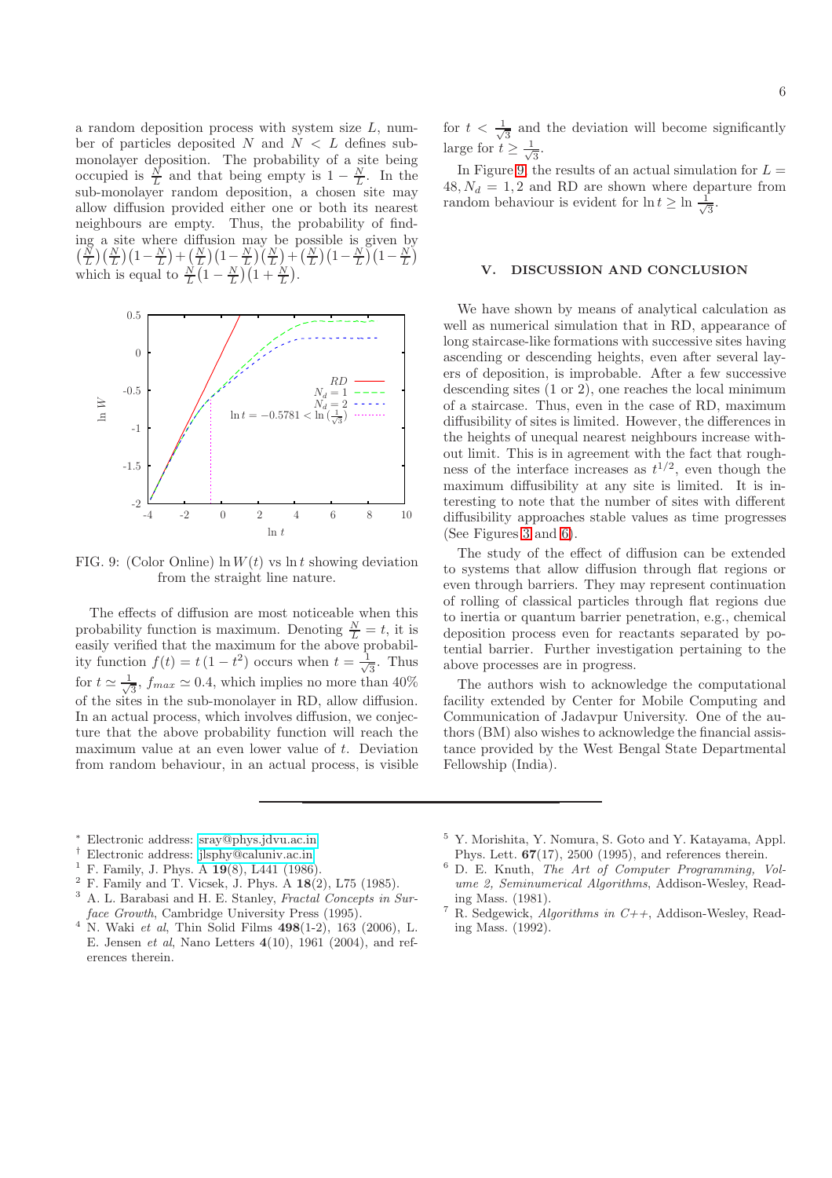a random deposition process with system size $L$, number of particles deposited $N$ and $N < L$ defines sub-monolayer deposition. The probability of a site being occupied is $\frac{N}{L}$ and that being empty is $1 - \frac{N}{L}$. In the sub-monolayer random deposition, a chosen site may allow diffusion provided either one or both its nearest neighbours are empty. Thus, the probability of finding a site where diffusion may be possible is given by $\left(\frac{N}{L}\right)\left(\frac{N}{L}\right)\left(1-\frac{N}{L}\right)+\left(\frac{N}{L}\right)\left(1-\frac{N}{L}\right)\left(\frac{N}{L}\right)+\left(\frac{N}{L}\right)\left(1-\frac{N}{L}\right)\left(1-\frac{N}{L}\right)$ which is equal to $\frac{N}{L}\left(1-\frac{N}{L}\right)\left(1+\frac{N}{L}\right)$.

0.5
0
-0.5
-1
-1.5
-2
-4 -2 0 2 4 6 8 10
$\ln W$
$\ln t$
$RD$
$N_d = 1$
$N_d = 2$
$\ln t = -0.5781 < \ln(\frac{1}{\sqrt{3}})$

FIG. 9: (Color Online) $\ln W(t)$ vs $\ln t$ showing deviation from the straight line nature.

The effects of diffusion are most noticeable when this probability function is maximum. Denoting $\frac{N}{L} = t$, it is easily verified that the maximum for the above probability function $f(t) = t(1 - t^2)$ occurs when $t = \frac{1}{\sqrt{3}}$. Thus for $t \simeq \frac{1}{\sqrt{3}}$, $f_{max} \simeq 0.4$, which implies no more than 40% of the sites in the sub-monolayer in RD, allow diffusion. In an actual process, which involves diffusion, we conjecture that the above probability function will reach the maximum value at an even lower value of $t$. Deviation from random behaviour, in an actual process, is visible for $t < \frac{1}{\sqrt{3}}$ and the deviation will become significantly large for $t \geq \frac{1}{\sqrt{3}}$.

In Figure 9, the results of an actual simulation for $L = 48, N_d = 1, 2$ and RD are shown where departure from random behaviour is evident for $\ln t \geq \ln \frac{1}{\sqrt{3}}$.

## V. DISCUSSION AND CONCLUSION

We have shown by means of analytical calculation as well as numerical simulation that in RD, appearance of long staircase-like formations with successive sites having ascending or descending heights, even after several layers of deposition, is improbable. After a few successive descending sites (1 or 2), one reaches the local minimum of a staircase. Thus, even in the case of RD, maximum diffusibility of sites is limited. However, the differences in the heights of unequal nearest neighbours increase without limit. This is in agreement with the fact that roughness of the interface increases as $t^{1/2}$, even though the maximum diffusibility at any site is limited. It is interesting to note that the number of sites with different diffusibility approaches stable values as time progresses (See Figures 3 and 6).

The study of the effect of diffusion can be extended to systems that allow diffusion through flat regions or even through barriers. They may represent continuation of rolling of classical particles through flat regions due to inertia or quantum barrier penetration, e.g., chemical deposition process even for reactants separated by potential barrier. Further investigation pertaining to the above processes are in progress.

The authors wish to acknowledge the computational facility extended by Center for Mobile Computing and Communication of Jadavpur University. One of the authors (BM) also wishes to acknowledge the financial assistance provided by the West Bengal State Departmental Fellowship (India).

---

[*] Electronic address: sray@phys.jdvu.ac.in

[†] Electronic address: jlsphy@caluniv.ac.in

[1] F. Family, J. Phys. A **19**(8), L441 (1986).

[2] F. Family and T. Vicsek, J. Phys. A **18**(2), L75 (1985).

[3] A. L. Barabasi and H. E. Stanley, *Fractal Concepts in Surface Growth*, Cambridge University Press (1995).

[4] N. Waki *et al*, Thin Solid Films **498**(1-2), 163 (2006), L. E. Jensen *et al*, Nano Letters **4**(10), 1961 (2004), and references therein.

[5] Y. Morishita, Y. Nomura, S. Goto and Y. Katayama, Appl. Phys. Lett. **67**(17), 2500 (1995), and references therein.

[6] D. E. Knuth, *The Art of Computer Programming, Volume 2, Seminumerical Algorithms*, Addison-Wesley, Reading Mass. (1981).

[7] R. Sedgewick, *Algorithms in C++*, Addison-Wesley, Reading Mass. (1992).